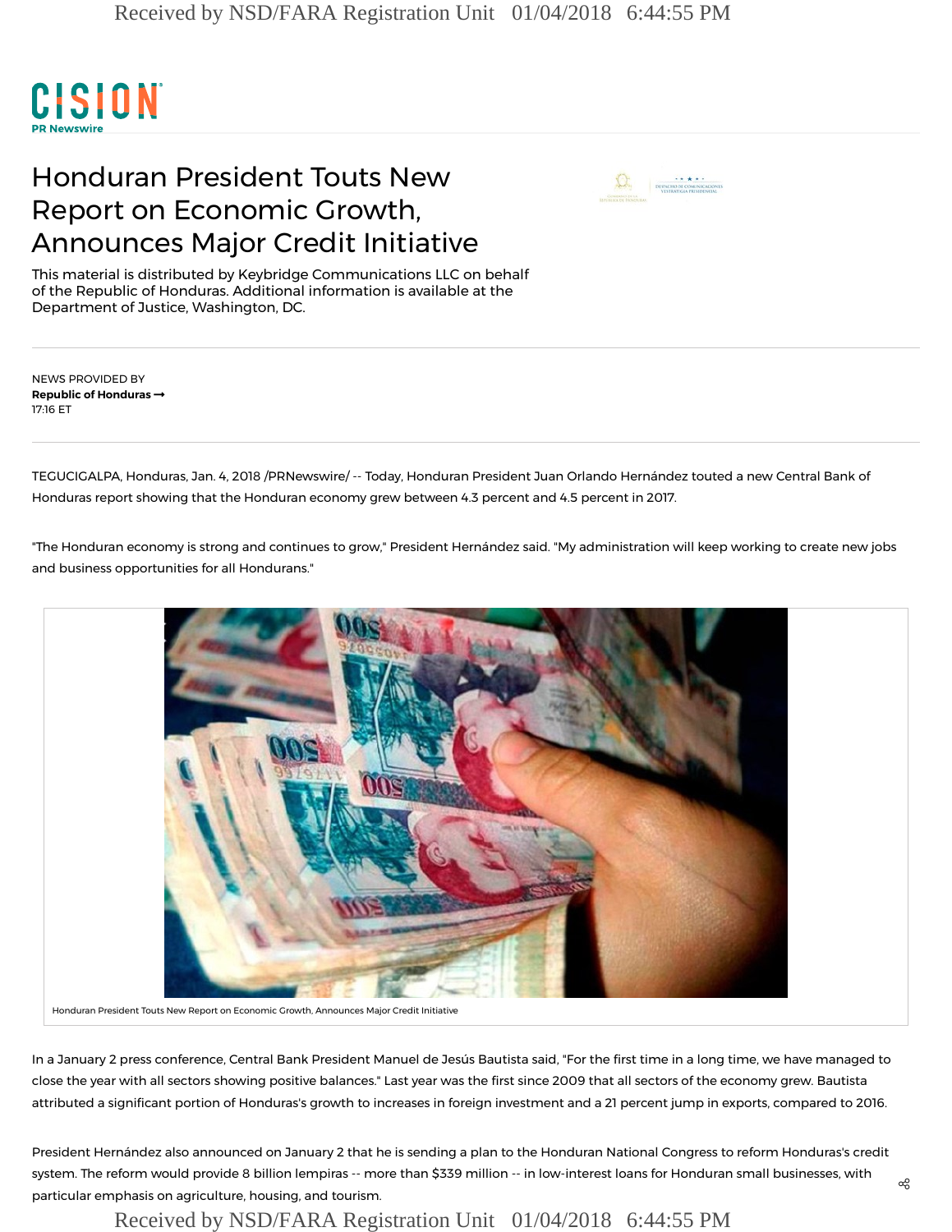CISION

PR Newswire

# Honduran President Touts New Report on Economic Growth, Announces Major Credit Initiative

This material is distributed by Keybridge Communications LLC on behalf of the Republic of Honduras. Additional information is available at the Department of Justice, Washington, DC.

NEWS PROVIDED BY
**Republic of Honduras →**
17:16 ET

TEGUCIGALPA, Honduras, Jan. 4, 2018 /PRNewswire/ -- Today, Honduran President Juan Orlando Hernández touted a new Central Bank of Honduras report showing that the Honduran economy grew between 4.3 percent and 4.5 percent in 2017.

"The Honduran economy is strong and continues to grow," President Hernández said. "My administration will keep working to create new jobs and business opportunities for all Hondurans."

Honduran President Touts New Report on Economic Growth, Announces Major Credit Initiative

In a January 2 press conference, Central Bank President Manuel de Jesús Bautista said, "For the first time in a long time, we have managed to close the year with all sectors showing positive balances." Last year was the first since 2009 that all sectors of the economy grew. Bautista attributed a significant portion of Honduras's growth to increases in foreign investment and a 21 percent jump in exports, compared to 2016.

President Hernández also announced on January 2 that he is sending a plan to the Honduran National Congress to reform Honduras's credit system. The reform would provide 8 billion lempiras -- more than $339 million -- in low-interest loans for Honduran small businesses, with particular emphasis on agriculture, housing, and tourism.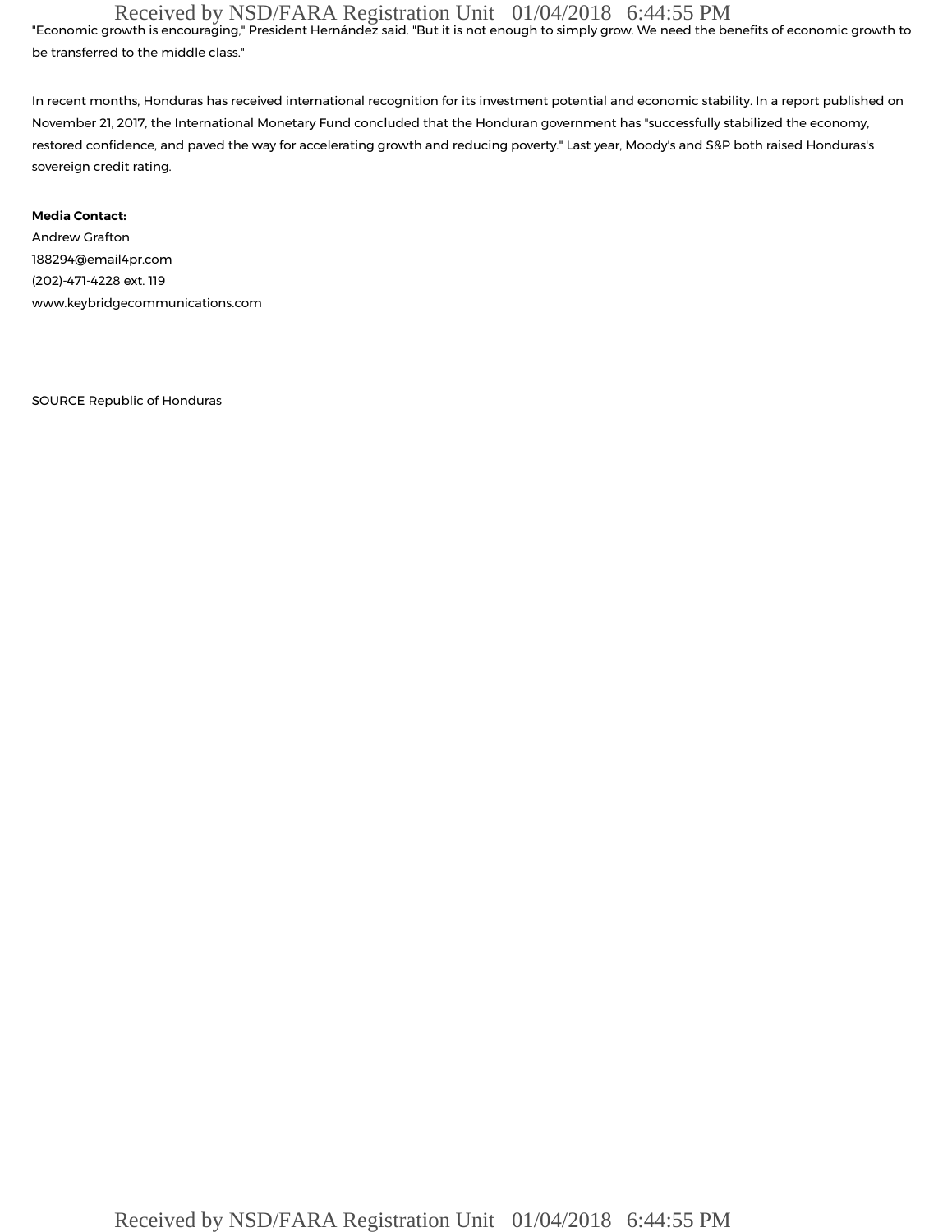"Economic growth is encouraging," President Hernández said. "But it is not enough to simply grow. We need the benefits of economic growth to be transferred to the middle class."

In recent months, Honduras has received international recognition for its investment potential and economic stability. In a report published on November 21, 2017, the International Monetary Fund concluded that the Honduran government has "successfully stabilized the economy, restored confidence, and paved the way for accelerating growth and reducing poverty." Last year, Moody's and S&P both raised Honduras's sovereign credit rating.

**Media Contact:**
Andrew Grafton
188294@email4pr.com
(202)-471-4228 ext. 119
www.keybridgecommunications.com

SOURCE Republic of Honduras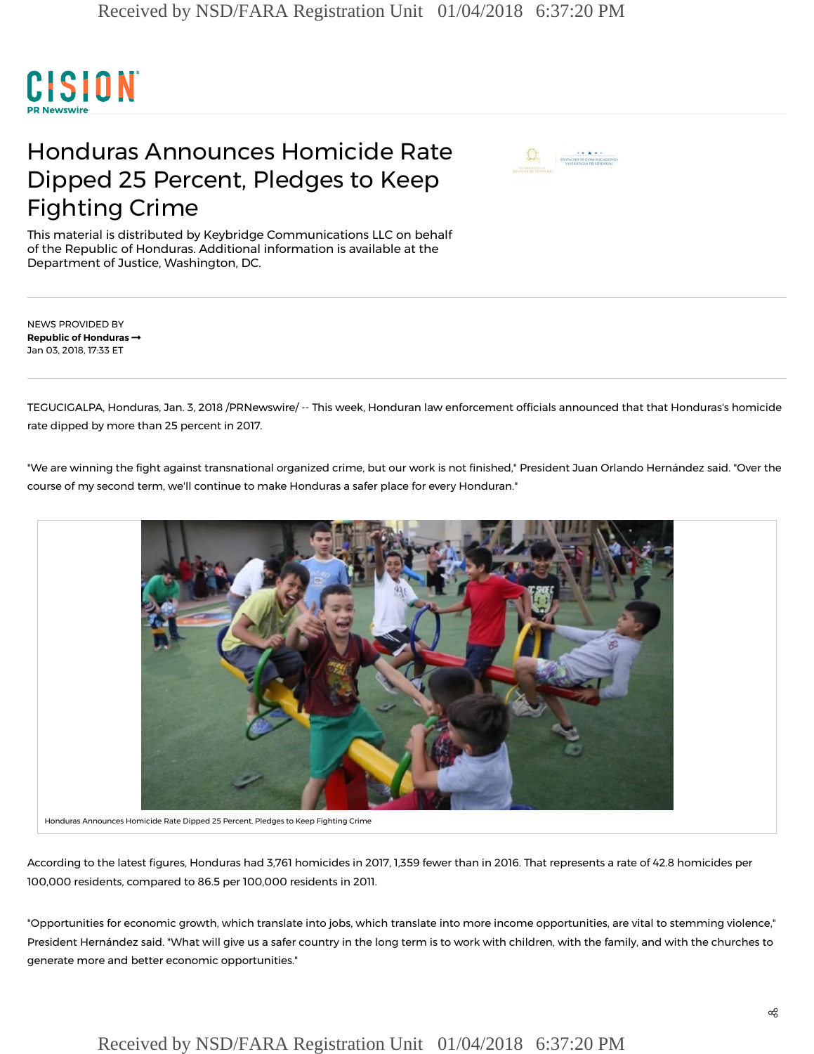# Honduras Announces Homicide Rate Dipped 25 Percent, Pledges to Keep Fighting Crime

This material is distributed by Keybridge Communications LLC on behalf of the Republic of Honduras. Additional information is available at the Department of Justice, Washington, DC.

NEWS PROVIDED BY
**Republic of Honduras →**
Jan 03, 2018, 17:33 ET

TEGUCIGALPA, Honduras, Jan. 3, 2018 /PRNewswire/ -- This week, Honduran law enforcement officials announced that that Honduras's homicide rate dipped by more than 25 percent in 2017.

"We are winning the fight against transnational organized crime, but our work is not finished," President Juan Orlando Hernández said. "Over the course of my second term, we'll continue to make Honduras a safer place for every Honduran."

Honduras Announces Homicide Rate Dipped 25 Percent, Pledges to Keep Fighting Crime

According to the latest figures, Honduras had 3,761 homicides in 2017, 1,359 fewer than in 2016. That represents a rate of 42.8 homicides per 100,000 residents, compared to 86.5 per 100,000 residents in 2011.

"Opportunities for economic growth, which translate into jobs, which translate into more income opportunities, are vital to stemming violence," President Hernández said. "What will give us a safer country in the long term is to work with children, with the family, and with the churches to generate more and better economic opportunities."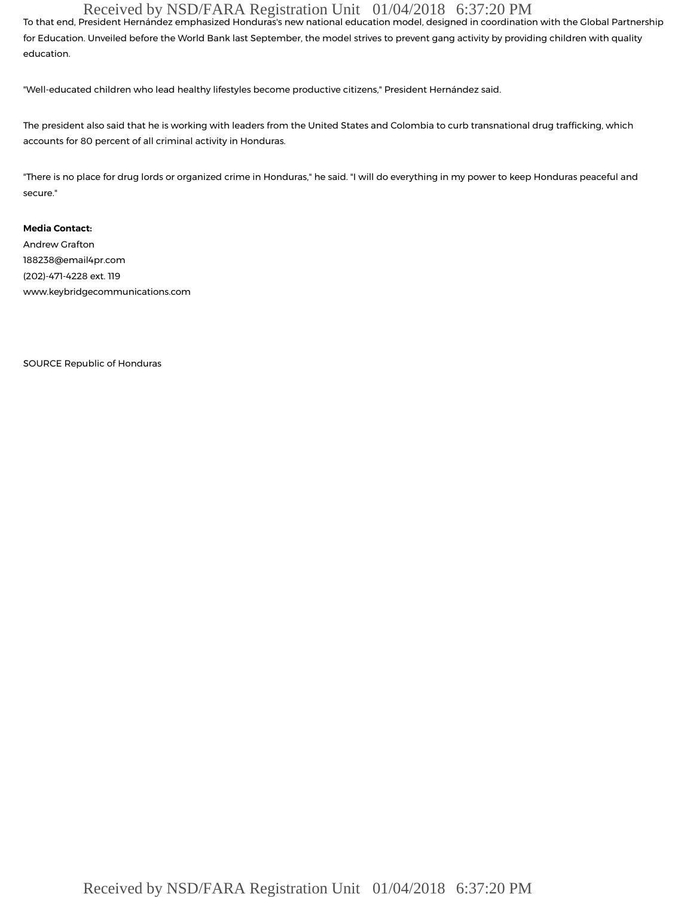To that end, President Hernández emphasized Honduras's new national education model, designed in coordination with the Global Partnership for Education. Unveiled before the World Bank last September, the model strives to prevent gang activity by providing children with quality education.

"Well-educated children who lead healthy lifestyles become productive citizens," President Hernández said.

The president also said that he is working with leaders from the United States and Colombia to curb transnational drug trafficking, which accounts for 80 percent of all criminal activity in Honduras.

"There is no place for drug lords or organized crime in Honduras," he said. "I will do everything in my power to keep Honduras peaceful and secure."

**Media Contact:**
Andrew Grafton
188238@email4pr.com
(202)-471-4228 ext. 119
www.keybridgecommunications.com

SOURCE Republic of Honduras